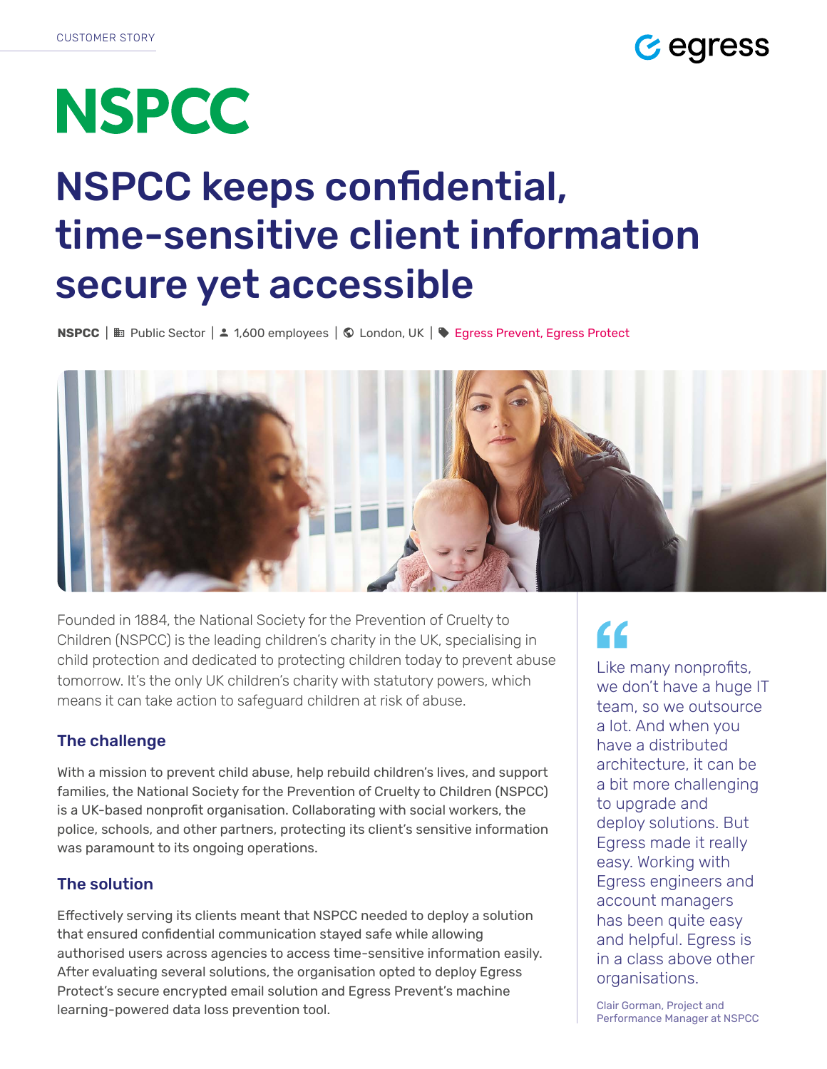CUSTOMER STORY

# NSPCC

# NSPCC keeps confidential, time-sensitive client information secure yet accessible

**NSPCC** | Public Sector | 1,600 employees | London, UK | Egress Prevent, Egress Protect

Founded in 1884, the National Society for the Prevention of Cruelty to Children (NSPCC) is the leading children's charity in the UK, specialising in child protection and dedicated to protecting children today to prevent abuse tomorrow. It's the only UK children's charity with statutory powers, which means it can take action to safeguard children at risk of abuse.

## The challenge

With a mission to prevent child abuse, help rebuild children's lives, and support families, the National Society for the Prevention of Cruelty to Children (NSPCC) is a UK-based nonprofit organisation. Collaborating with social workers, the police, schools, and other partners, protecting its client's sensitive information was paramount to its ongoing operations.

## The solution

Effectively serving its clients meant that NSPCC needed to deploy a solution that ensured confidential communication stayed safe while allowing authorised users across agencies to access time-sensitive information easily. After evaluating several solutions, the organisation opted to deploy Egress Protect's secure encrypted email solution and Egress Prevent's machine learning-powered data loss prevention tool.

> "Like many nonprofits, we don't have a huge IT team, so we outsource a lot. And when you have a distributed architecture, it can be a bit more challenging to upgrade and deploy solutions. But Egress made it really easy. Working with Egress engineers and account managers has been quite easy and helpful. Egress is in a class above other organisations.
>
> Clair Gorman, Project and Performance Manager at NSPCC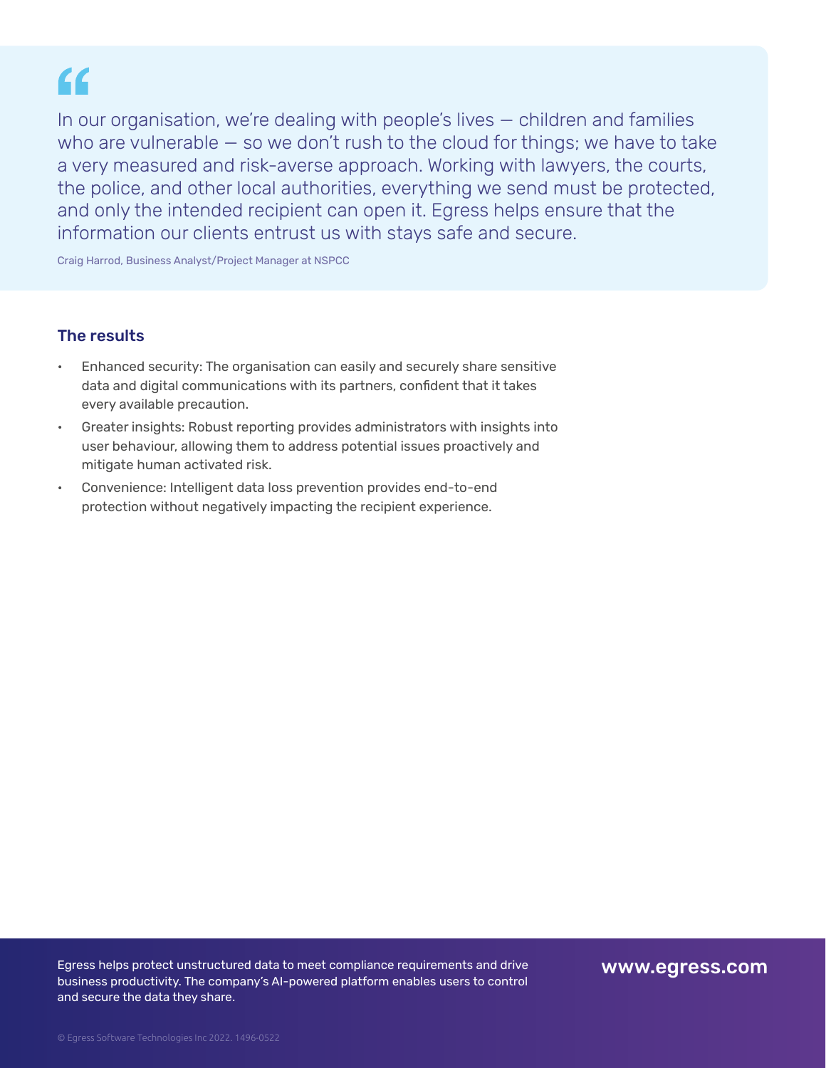> In our organisation, we're dealing with people's lives — children and families who are vulnerable — so we don't rush to the cloud for things; we have to take a very measured and risk-averse approach. Working with lawyers, the courts, the police, and other local authorities, everything we send must be protected, and only the intended recipient can open it. Egress helps ensure that the information our clients entrust us with stays safe and secure.
>
> Craig Harrod, Business Analyst/Project Manager at NSPCC

## The results

- Enhanced security: The organisation can easily and securely share sensitive data and digital communications with its partners, confident that it takes every available precaution.
- Greater insights: Robust reporting provides administrators with insights into user behaviour, allowing them to address potential issues proactively and mitigate human activated risk.
- Convenience: Intelligent data loss prevention provides end-to-end protection without negatively impacting the recipient experience.

Egress helps protect unstructured data to meet compliance requirements and drive business productivity. The company's AI-powered platform enables users to control and secure the data they share.

**www.egress.com**

© Egress Software Technologies Inc 2022. 1496-0522